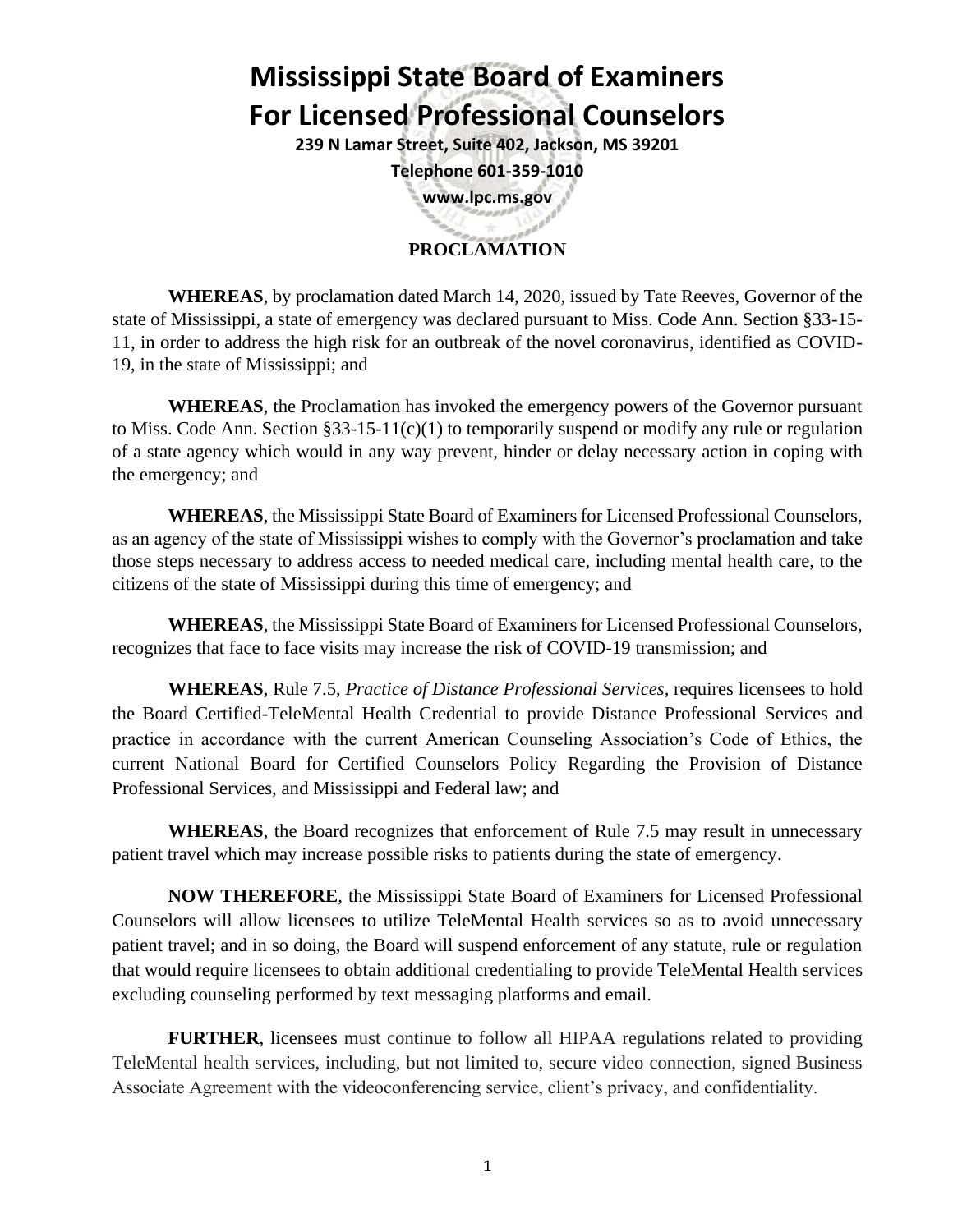# Mississippi State Board of Examiners For Licensed Professional Counselors

**239 N Lamar Street, Suite 402, Jackson, MS 39201**

**Telephone 601-359-1010**

**www.lpc.ms.gov**

## PROCLAMATION

**WHEREAS**, by proclamation dated March 14, 2020, issued by Tate Reeves, Governor of the state of Mississippi, a state of emergency was declared pursuant to Miss. Code Ann. Section §33-15-11, in order to address the high risk for an outbreak of the novel coronavirus, identified as COVID-19, in the state of Mississippi; and

**WHEREAS**, the Proclamation has invoked the emergency powers of the Governor pursuant to Miss. Code Ann. Section §33-15-11(c)(1) to temporarily suspend or modify any rule or regulation of a state agency which would in any way prevent, hinder or delay necessary action in coping with the emergency; and

**WHEREAS**, the Mississippi State Board of Examiners for Licensed Professional Counselors, as an agency of the state of Mississippi wishes to comply with the Governor's proclamation and take those steps necessary to address access to needed medical care, including mental health care, to the citizens of the state of Mississippi during this time of emergency; and

**WHEREAS**, the Mississippi State Board of Examiners for Licensed Professional Counselors, recognizes that face to face visits may increase the risk of COVID-19 transmission; and

**WHEREAS**, Rule 7.5, *Practice of Distance Professional Services*, requires licensees to hold the Board Certified-TeleMental Health Credential to provide Distance Professional Services and practice in accordance with the current American Counseling Association's Code of Ethics, the current National Board for Certified Counselors Policy Regarding the Provision of Distance Professional Services, and Mississippi and Federal law; and

**WHEREAS**, the Board recognizes that enforcement of Rule 7.5 may result in unnecessary patient travel which may increase possible risks to patients during the state of emergency.

**NOW THEREFORE**, the Mississippi State Board of Examiners for Licensed Professional Counselors will allow licensees to utilize TeleMental Health services so as to avoid unnecessary patient travel; and in so doing, the Board will suspend enforcement of any statute, rule or regulation that would require licensees to obtain additional credentialing to provide TeleMental Health services excluding counseling performed by text messaging platforms and email.

**FURTHER**, licensees must continue to follow all HIPAA regulations related to providing TeleMental health services, including, but not limited to, secure video connection, signed Business Associate Agreement with the videoconferencing service, client's privacy, and confidentiality.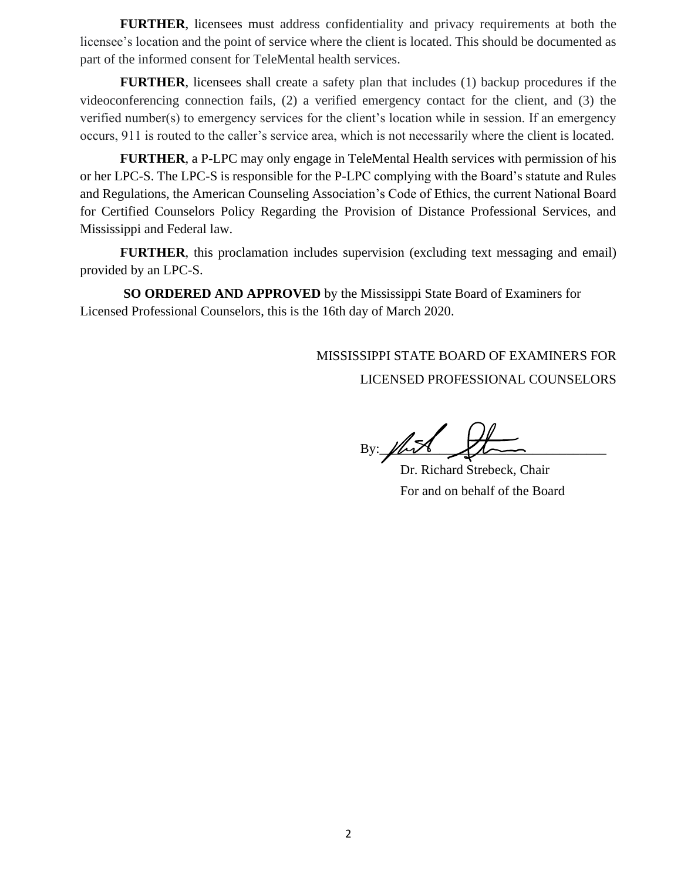**FURTHER**, licensees must address confidentiality and privacy requirements at both the licensee's location and the point of service where the client is located. This should be documented as part of the informed consent for TeleMental health services.

**FURTHER**, licensees shall create a safety plan that includes (1) backup procedures if the videoconferencing connection fails, (2) a verified emergency contact for the client, and (3) the verified number(s) to emergency services for the client's location while in session. If an emergency occurs, 911 is routed to the caller's service area, which is not necessarily where the client is located.

**FURTHER**, a P-LPC may only engage in TeleMental Health services with permission of his or her LPC-S. The LPC-S is responsible for the P-LPC complying with the Board's statute and Rules and Regulations, the American Counseling Association's Code of Ethics, the current National Board for Certified Counselors Policy Regarding the Provision of Distance Professional Services, and Mississippi and Federal law.

**FURTHER**, this proclamation includes supervision (excluding text messaging and email) provided by an LPC-S.

**SO ORDERED AND APPROVED** by the Mississippi State Board of Examiners for Licensed Professional Counselors, this is the 16th day of March 2020.

MISSISSIPPI STATE BOARD OF EXAMINERS FOR LICENSED PROFESSIONAL COUNSELORS

By: ______________________

Dr. Richard Strebeck, Chair
For and on behalf of the Board